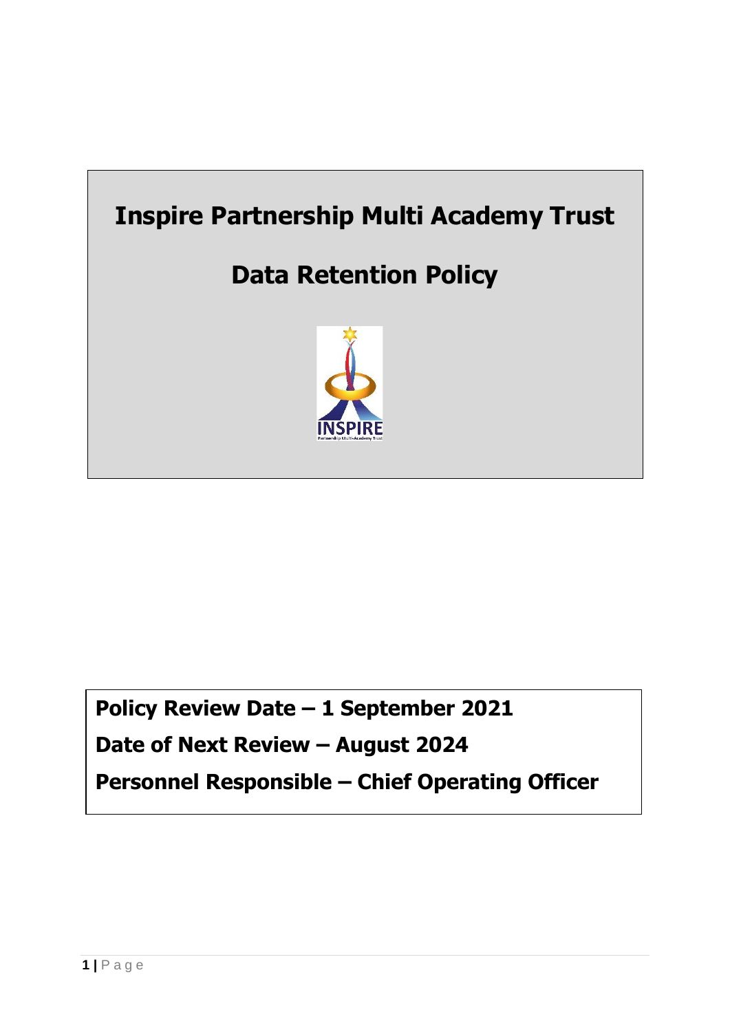# Inspire Partnership Multi Academy Trust

# Data Retention Policy

**Policy Review Date – 1 September 2021**

**Date of Next Review – August 2024**

**Personnel Responsible – Chief Operating Officer**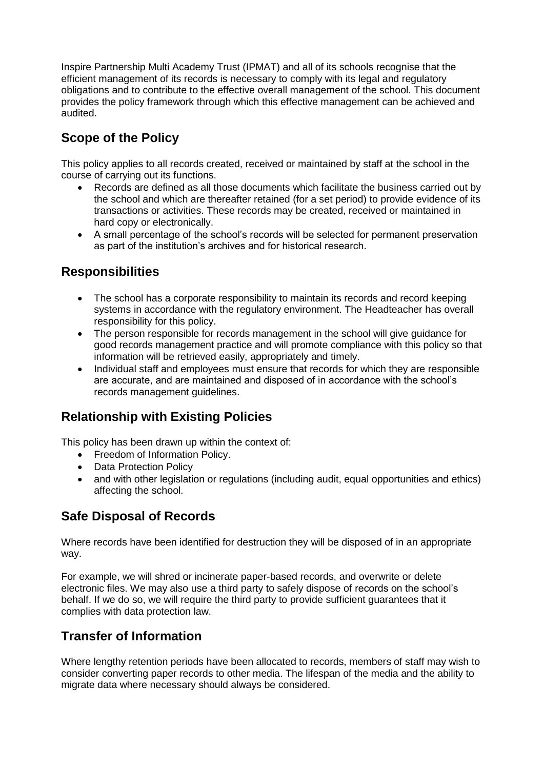Inspire Partnership Multi Academy Trust (IPMAT) and all of its schools recognise that the efficient management of its records is necessary to comply with its legal and regulatory obligations and to contribute to the effective overall management of the school. This document provides the policy framework through which this effective management can be achieved and audited.

## Scope of the Policy

This policy applies to all records created, received or maintained by staff at the school in the course of carrying out its functions.

- Records are defined as all those documents which facilitate the business carried out by the school and which are thereafter retained (for a set period) to provide evidence of its transactions or activities. These records may be created, received or maintained in hard copy or electronically.
- A small percentage of the school's records will be selected for permanent preservation as part of the institution's archives and for historical research.

## Responsibilities

- The school has a corporate responsibility to maintain its records and record keeping systems in accordance with the regulatory environment. The Headteacher has overall responsibility for this policy.
- The person responsible for records management in the school will give guidance for good records management practice and will promote compliance with this policy so that information will be retrieved easily, appropriately and timely.
- Individual staff and employees must ensure that records for which they are responsible are accurate, and are maintained and disposed of in accordance with the school's records management guidelines.

## Relationship with Existing Policies

This policy has been drawn up within the context of:

- Freedom of Information Policy.
- Data Protection Policy
- and with other legislation or regulations (including audit, equal opportunities and ethics) affecting the school.

## Safe Disposal of Records

Where records have been identified for destruction they will be disposed of in an appropriate way.

For example, we will shred or incinerate paper-based records, and overwrite or delete electronic files. We may also use a third party to safely dispose of records on the school's behalf. If we do so, we will require the third party to provide sufficient guarantees that it complies with data protection law.

## Transfer of Information

Where lengthy retention periods have been allocated to records, members of staff may wish to consider converting paper records to other media. The lifespan of the media and the ability to migrate data where necessary should always be considered.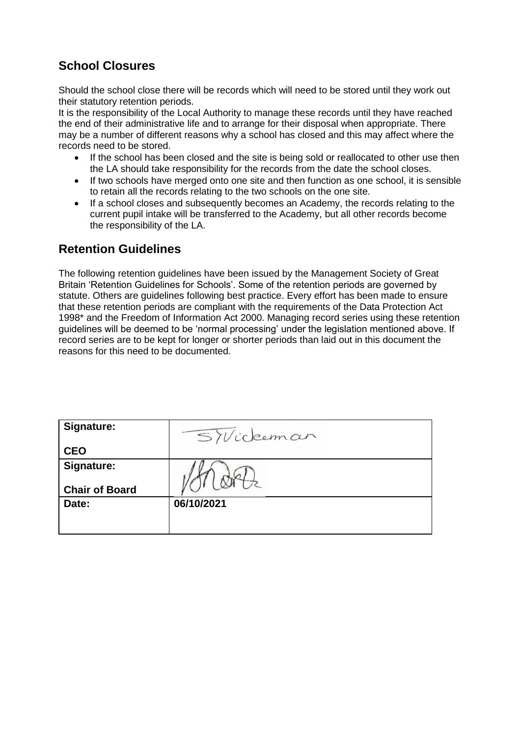## School Closures

Should the school close there will be records which will need to be stored until they work out their statutory retention periods.
It is the responsibility of the Local Authority to manage these records until they have reached the end of their administrative life and to arrange for their disposal when appropriate. There may be a number of different reasons why a school has closed and this may affect where the records need to be stored.

- If the school has been closed and the site is being sold or reallocated to other use then the LA should take responsibility for the records from the date the school closes.
- If two schools have merged onto one site and then function as one school, it is sensible to retain all the records relating to the two schools on the one site.
- If a school closes and subsequently becomes an Academy, the records relating to the current pupil intake will be transferred to the Academy, but all other records become the responsibility of the LA.

## Retention Guidelines

The following retention guidelines have been issued by the Management Society of Great Britain 'Retention Guidelines for Schools'. Some of the retention periods are governed by statute. Others are guidelines following best practice. Every effort has been made to ensure that these retention periods are compliant with the requirements of the Data Protection Act 1998* and the Freedom of Information Act 2000. Managing record series using these retention guidelines will be deemed to be 'normal processing' under the legislation mentioned above. If record series are to be kept for longer or shorter periods than laid out in this document the reasons for this need to be documented.

| **Signature:**<br><br>**CEO** | SYVickeman |
|---|---|
| **Signature:**<br><br>**Chair of Board** | [signature] |
| **Date:** | **06/10/2021** |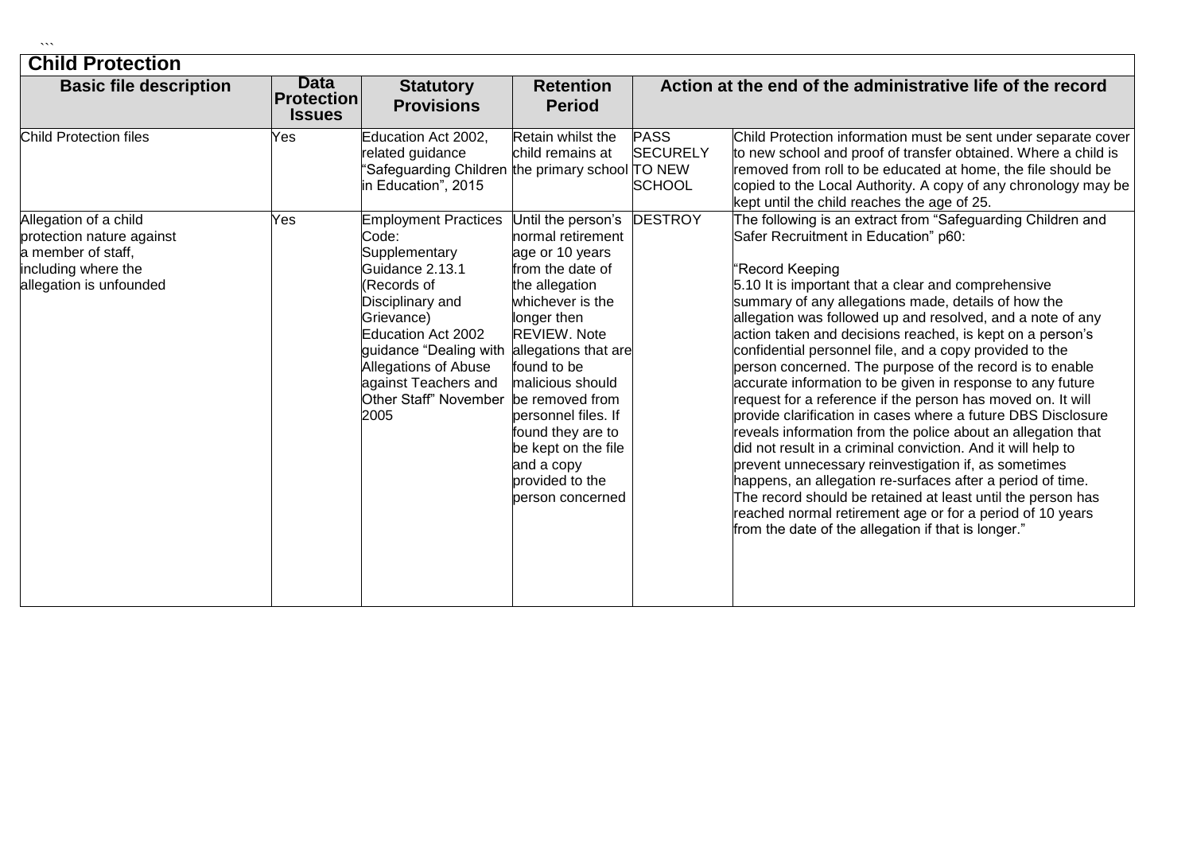## Child Protection

| Basic file description | Data Protection Issues | Statutory Provisions | Retention Period | Action at the end of the administrative life of the record | |
|---|---|---|---|---|---|
| Child Protection files | Yes | Education Act 2002, related guidance "Safeguarding Children in Education", 2015 | Retain whilst the child remains at the primary school | PASS SECURELY TO NEW SCHOOL | Child Protection information must be sent under separate cover to new school and proof of transfer obtained. Where a child is removed from roll to be educated at home, the file should be copied to the Local Authority. A copy of any chronology may be kept until the child reaches the age of 25. |
| Allegation of a child protection nature against a member of staff, including where the allegation is unfounded | Yes | Employment Practices Code: Supplementary Guidance 2.13.1 (Records of Disciplinary and Grievance) Education Act 2002 guidance "Dealing with Allegations of Abuse against Teachers and Other Staff" November 2005 | Until the person's normal retirement age or 10 years from the date of the allegation whichever is the longer then REVIEW. Note allegations that are found to be malicious should be removed from personnel files. If found they are to be kept on the file and a copy provided to the person concerned | DESTROY | The following is an extract from "Safeguarding Children and Safer Recruitment in Education" p60:<br><br>"Record Keeping<br>5.10 It is important that a clear and comprehensive summary of any allegations made, details of how the allegation was followed up and resolved, and a note of any action taken and decisions reached, is kept on a person's confidential personnel file, and a copy provided to the person concerned. The purpose of the record is to enable accurate information to be given in response to any future request for a reference if the person has moved on. It will provide clarification in cases where a future DBS Disclosure reveals information from the police about an allegation that did not result in a criminal conviction. And it will help to prevent unnecessary reinvestigation if, as sometimes happens, an allegation re-surfaces after a period of time. The record should be retained at least until the person has reached normal retirement age or for a period of 10 years from the date of the allegation if that is longer." |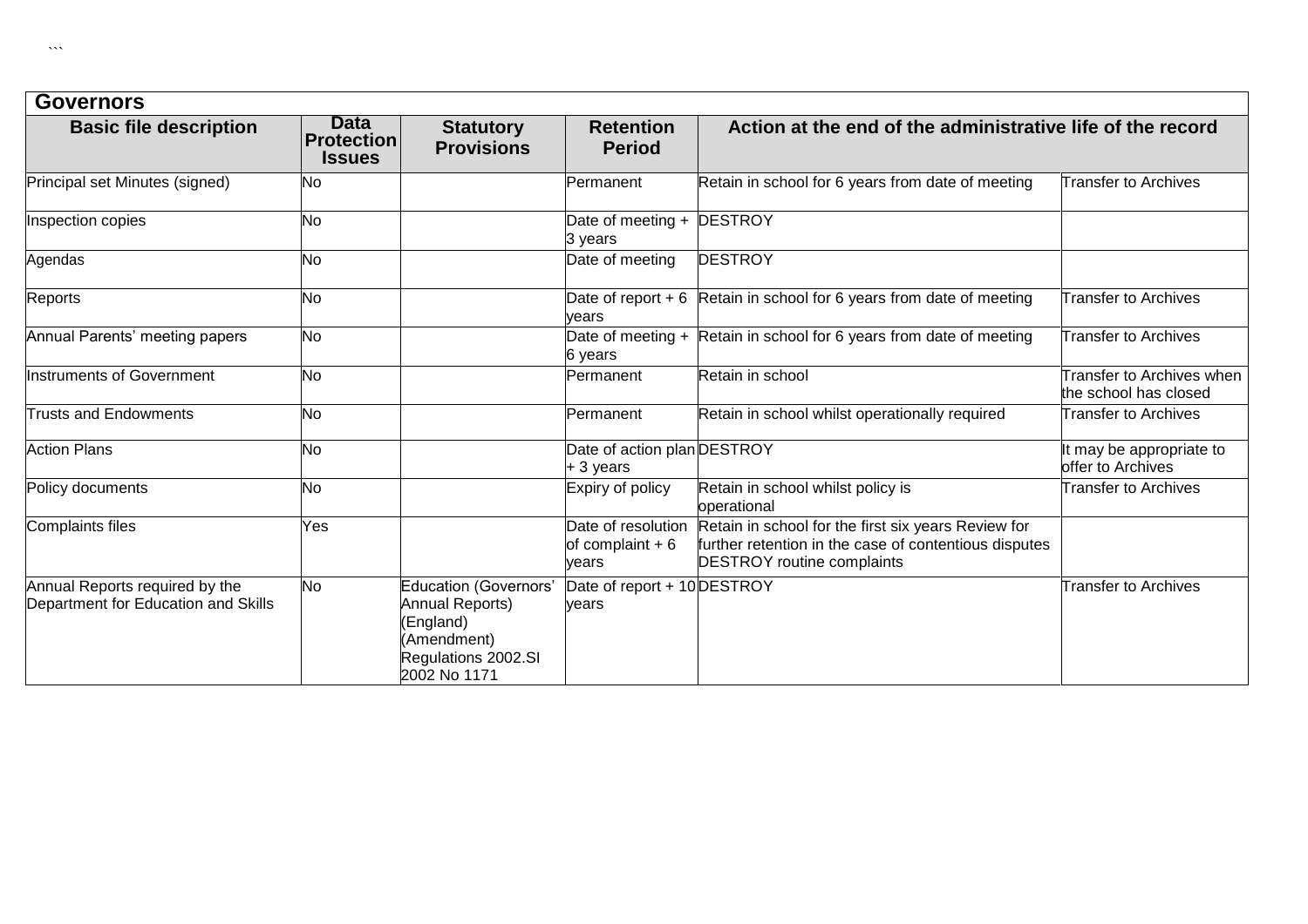| Governors | | | | | |
|---|---|---|---|---|---|
| **Basic file description** | **Data Protection Issues** | **Statutory Provisions** | **Retention Period** | **Action at the end of the administrative life of the record** | |
| Principal set Minutes (signed) | No | | Permanent | Retain in school for 6 years from date of meeting | Transfer to Archives |
| Inspection copies | No | | Date of meeting + 3 years | DESTROY | |
| Agendas | No | | Date of meeting | DESTROY | |
| Reports | No | | Date of report + 6 years | Retain in school for 6 years from date of meeting | Transfer to Archives |
| Annual Parents' meeting papers | No | | Date of meeting + 6 years | Retain in school for 6 years from date of meeting | Transfer to Archives |
| Instruments of Government | No | | Permanent | Retain in school | Transfer to Archives when the school has closed |
| Trusts and Endowments | No | | Permanent | Retain in school whilst operationally required | Transfer to Archives |
| Action Plans | No | | Date of action plan + 3 years | DESTROY | It may be appropriate to offer to Archives |
| Policy documents | No | | Expiry of policy | Retain in school whilst policy is operational | Transfer to Archives |
| Complaints files | Yes | | Date of resolution of complaint + 6 years | Retain in school for the first six years Review for further retention in the case of contentious disputes DESTROY routine complaints | |
| Annual Reports required by the Department for Education and Skills | No | Education (Governors' Annual Reports) (England) (Amendment) Regulations 2002.SI 2002 No 1171 | Date of report + 10 years | DESTROY | Transfer to Archives |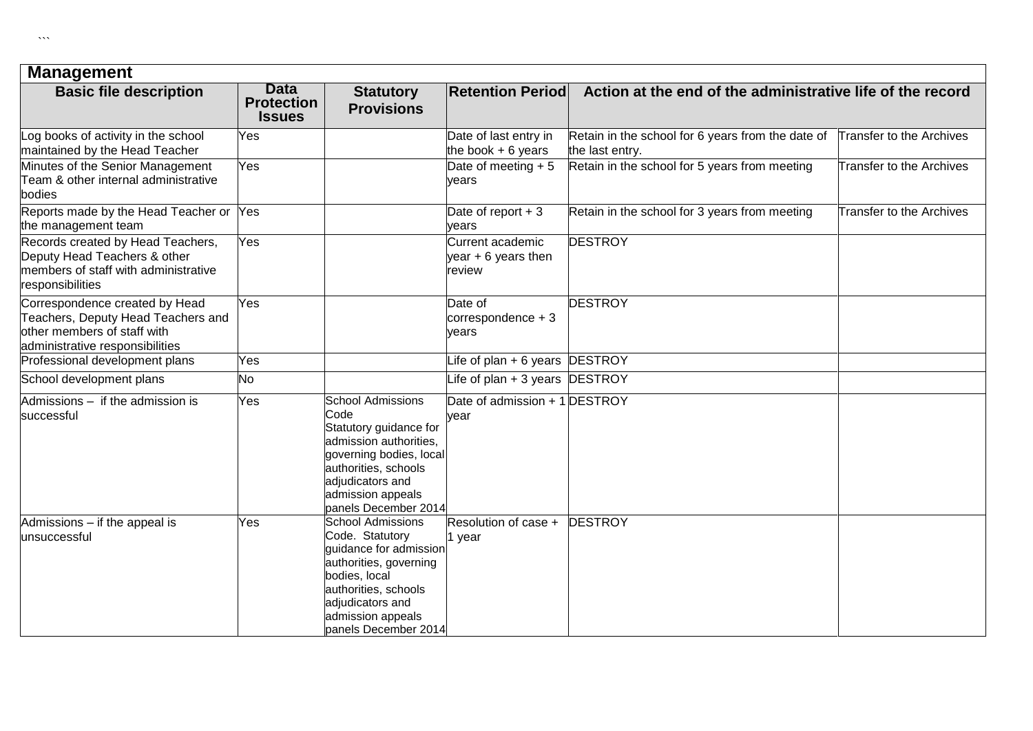```

| Management | | | | | |
|---|---|---|---|---|---|
| **Basic file description** | **Data Protection Issues** | **Statutory Provisions** | **Retention Period** | **Action at the end of the administrative life of the record** | |
| Log books of activity in the school maintained by the Head Teacher | Yes | | Date of last entry in the book + 6 years | Retain in the school for 6 years from the date of the last entry. | Transfer to the Archives |
| Minutes of the Senior Management Team & other internal administrative bodies | Yes | | Date of meeting + 5 years | Retain in the school for 5 years from meeting | Transfer to the Archives |
| Reports made by the Head Teacher or the management team | Yes | | Date of report + 3 years | Retain in the school for 3 years from meeting | Transfer to the Archives |
| Records created by Head Teachers, Deputy Head Teachers & other members of staff with administrative responsibilities | Yes | | Current academic year + 6 years then review | DESTROY | |
| Correspondence created by Head Teachers, Deputy Head Teachers and other members of staff with administrative responsibilities | Yes | | Date of correspondence + 3 years | DESTROY | |
| Professional development plans | Yes | | Life of plan + 6 years | DESTROY | |
| School development plans | No | | Life of plan + 3 years | DESTROY | |
| Admissions – if the admission is successful | Yes | School Admissions Code Statutory guidance for admission authorities, governing bodies, local authorities, schools adjudicators and admission appeals panels December 2014 | Date of admission + 1 year | DESTROY | |
| Admissions – if the appeal is unsuccessful | Yes | School Admissions Code. Statutory guidance for admission authorities, governing bodies, local authorities, schools adjudicators and admission appeals panels December 2014 | Resolution of case + 1 year | DESTROY | |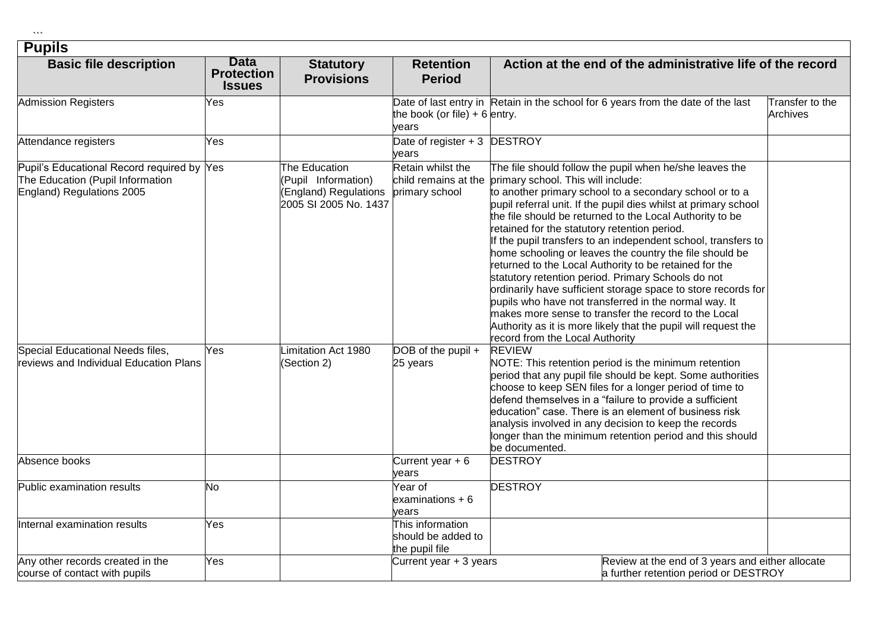| Pupils | | | | | |
|---|---|---|---|---|---|
| **Basic file description** | **Data Protection Issues** | **Statutory Provisions** | **Retention Period** | **Action at the end of the administrative life of the record** | |
| Admission Registers | Yes | | Date of last entry in the book (or file) + 6 years | Retain in the school for 6 years from the date of the last entry. | Transfer to the Archives |
| Attendance registers | Yes | | Date of register + 3 years | DESTROY | |
| Pupil's Educational Record required by The Education (Pupil Information England) Regulations 2005 | Yes | The Education (Pupil Information) (England) Regulations 2005 SI 2005 No. 1437 | Retain whilst the child remains at the primary school | The file should follow the pupil when he/she leaves the primary school. This will include: to another primary school to a secondary school or to a pupil referral unit. If the pupil dies whilst at primary school the file should be returned to the Local Authority to be retained for the statutory retention period. If the pupil transfers to an independent school, transfers to home schooling or leaves the country the file should be returned to the Local Authority to be retained for the statutory retention period. Primary Schools do not ordinarily have sufficient storage space to store records for pupils who have not transferred in the normal way. It makes more sense to transfer the record to the Local Authority as it is more likely that the pupil will request the record from the Local Authority | |
| Special Educational Needs files, reviews and Individual Education Plans | Yes | Limitation Act 1980 (Section 2) | DOB of the pupil + 25 years | REVIEW NOTE: This retention period is the minimum retention period that any pupil file should be kept. Some authorities choose to keep SEN files for a longer period of time to defend themselves in a "failure to provide a sufficient education" case. There is an element of business risk analysis involved in any decision to keep the records longer than the minimum retention period and this should be documented. | |
| Absence books | | | Current year + 6 years | DESTROY | |
| Public examination results | No | | Year of examinations + 6 years | DESTROY | |
| Internal examination results | Yes | | This information should be added to the pupil file | | |
| Any other records created in the course of contact with pupils | Yes | | Current year + 3 years | Review at the end of 3 years and either allocate a further retention period or DESTROY | |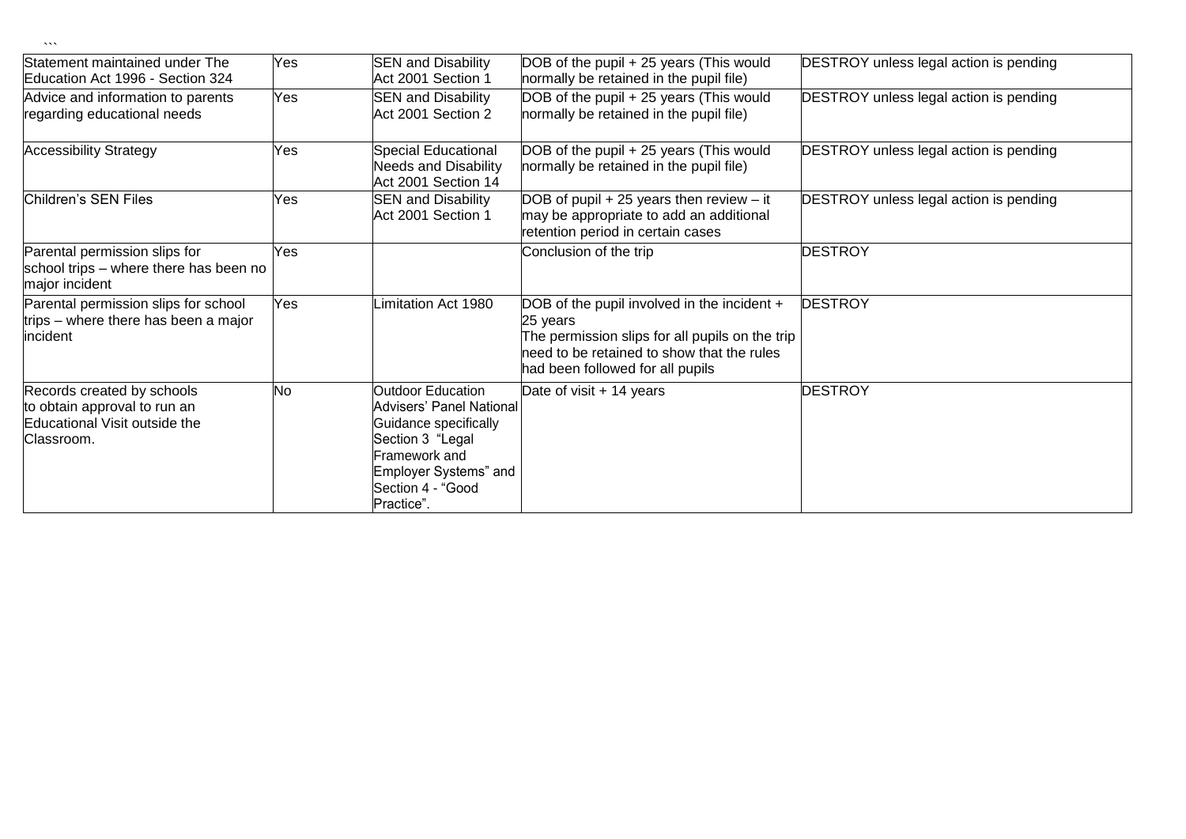| | | | | |
|---|---|---|---|---|
| Statement maintained under The Education Act 1996 - Section 324 | Yes | SEN and Disability Act 2001 Section 1 | DOB of the pupil + 25 years (This would normally be retained in the pupil file) | DESTROY unless legal action is pending |
| Advice and information to parents regarding educational needs | Yes | SEN and Disability Act 2001 Section 2 | DOB of the pupil + 25 years (This would normally be retained in the pupil file) | DESTROY unless legal action is pending |
| Accessibility Strategy | Yes | Special Educational Needs and Disability Act 2001 Section 14 | DOB of the pupil + 25 years (This would normally be retained in the pupil file) | DESTROY unless legal action is pending |
| Children's SEN Files | Yes | SEN and Disability Act 2001 Section 1 | DOB of pupil + 25 years then review – it may be appropriate to add an additional retention period in certain cases | DESTROY unless legal action is pending |
| Parental permission slips for school trips – where there has been no major incident | Yes | | Conclusion of the trip | DESTROY |
| Parental permission slips for school trips – where there has been a major incident | Yes | Limitation Act 1980 | DOB of the pupil involved in the incident + 25 years<br>The permission slips for all pupils on the trip need to be retained to show that the rules had been followed for all pupils | DESTROY |
| Records created by schools to obtain approval to run an Educational Visit outside the Classroom. | No | Outdoor Education Advisers' Panel National Guidance specifically Section 3 "Legal Framework and Employer Systems" and Section 4 - "Good Practice". | Date of visit + 14 years | DESTROY |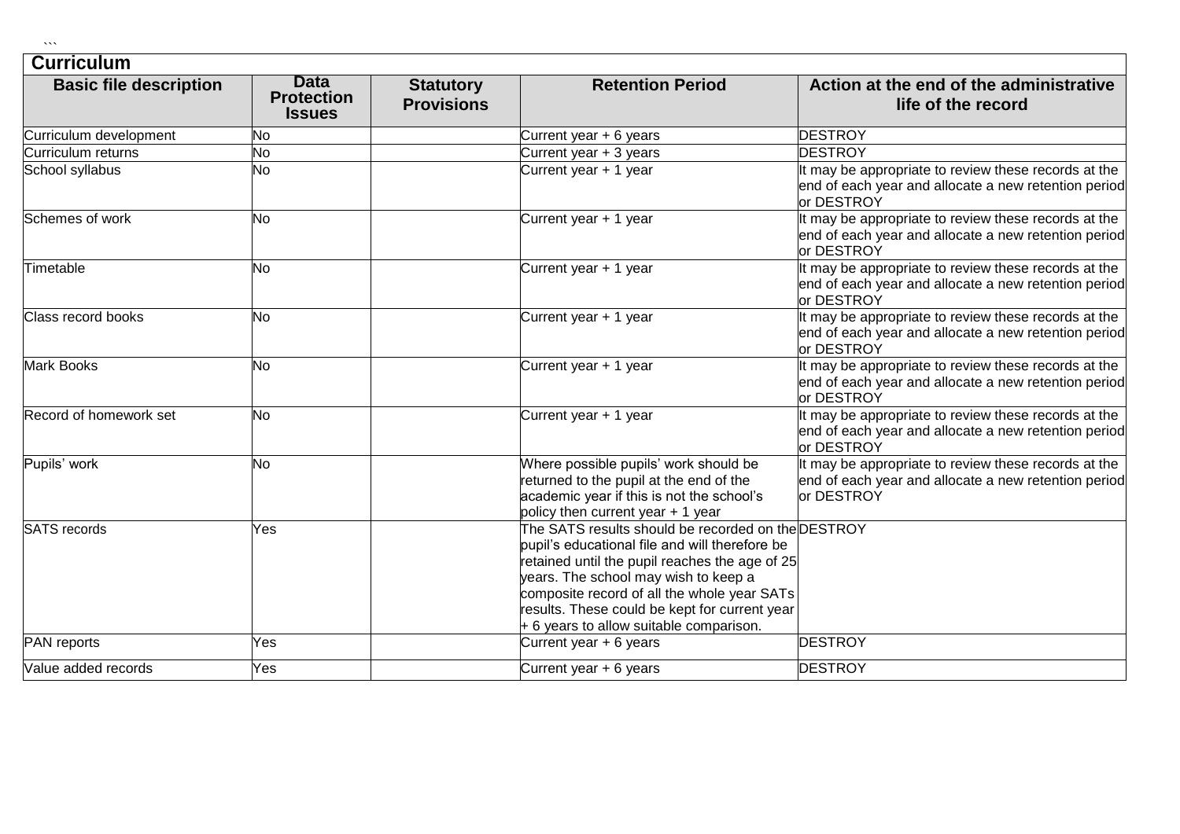## Curriculum

| Basic file description | Data Protection Issues | Statutory Provisions | Retention Period | Action at the end of the administrative life of the record |
|---|---|---|---|---|
| Curriculum development | No | | Current year + 6 years | DESTROY |
| Curriculum returns | No | | Current year + 3 years | DESTROY |
| School syllabus | No | | Current year + 1 year | It may be appropriate to review these records at the end of each year and allocate a new retention period or DESTROY |
| Schemes of work | No | | Current year + 1 year | It may be appropriate to review these records at the end of each year and allocate a new retention period or DESTROY |
| Timetable | No | | Current year + 1 year | It may be appropriate to review these records at the end of each year and allocate a new retention period or DESTROY |
| Class record books | No | | Current year + 1 year | It may be appropriate to review these records at the end of each year and allocate a new retention period or DESTROY |
| Mark Books | No | | Current year + 1 year | It may be appropriate to review these records at the end of each year and allocate a new retention period or DESTROY |
| Record of homework set | No | | Current year + 1 year | It may be appropriate to review these records at the end of each year and allocate a new retention period or DESTROY |
| Pupils' work | No | | Where possible pupils' work should be returned to the pupil at the end of the academic year if this is not the school's policy then current year + 1 year | It may be appropriate to review these records at the end of each year and allocate a new retention period or DESTROY |
| SATS records | Yes | | The SATS results should be recorded on the pupil's educational file and will therefore be retained until the pupil reaches the age of 25 years. The school may wish to keep a composite record of all the whole year SATs results. These could be kept for current year + 6 years to allow suitable comparison. | DESTROY |
| PAN reports | Yes | | Current year + 6 years | DESTROY |
| Value added records | Yes | | Current year + 6 years | DESTROY |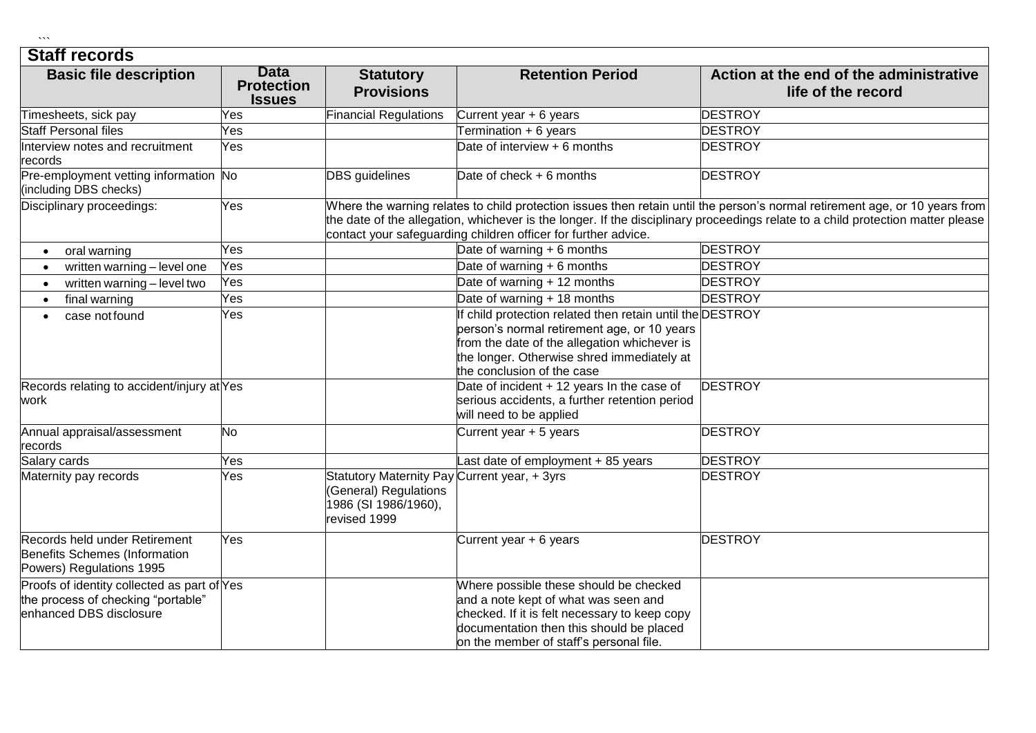## Staff records

| Basic file description | Data Protection Issues | Statutory Provisions | Retention Period | Action at the end of the administrative life of the record |
|---|---|---|---|---|
| Timesheets, sick pay | Yes | Financial Regulations | Current year + 6 years | DESTROY |
| Staff Personal files | Yes | | Termination + 6 years | DESTROY |
| Interview notes and recruitment records | Yes | | Date of interview + 6 months | DESTROY |
| Pre-employment vetting information (including DBS checks) | No | DBS guidelines | Date of check + 6 months | DESTROY |
| Disciplinary proceedings: | Yes | Where the warning relates to child protection issues then retain until the person's normal retirement age, or 10 years from the date of the allegation, whichever is the longer. If the disciplinary proceedings relate to a child protection matter please contact your safeguarding children officer for further advice. | | |
| • oral warning | Yes | | Date of warning + 6 months | DESTROY |
| • written warning – level one | Yes | | Date of warning + 6 months | DESTROY |
| • written warning – level two | Yes | | Date of warning + 12 months | DESTROY |
| • final warning | Yes | | Date of warning + 18 months | DESTROY |
| • case not found | Yes | | If child protection related then retain until the person's normal retirement age, or 10 years from the date of the allegation whichever is the longer. Otherwise shred immediately at the conclusion of the case | DESTROY |
| Records relating to accident/injury at work | Yes | | Date of incident + 12 years In the case of serious accidents, a further retention period will need to be applied | DESTROY |
| Annual appraisal/assessment records | No | | Current year + 5 years | DESTROY |
| Salary cards | Yes | | Last date of employment + 85 years | DESTROY |
| Maternity pay records | Yes | Statutory Maternity Pay (General) Regulations 1986 (SI 1986/1960), revised 1999 | Current year, + 3yrs | DESTROY |
| Records held under Retirement Benefits Schemes (Information Powers) Regulations 1995 | Yes | | Current year + 6 years | DESTROY |
| Proofs of identity collected as part of the process of checking "portable" enhanced DBS disclosure | Yes | | Where possible these should be checked and a note kept of what was seen and checked. If it is felt necessary to keep copy documentation then this should be placed on the member of staff's personal file. | |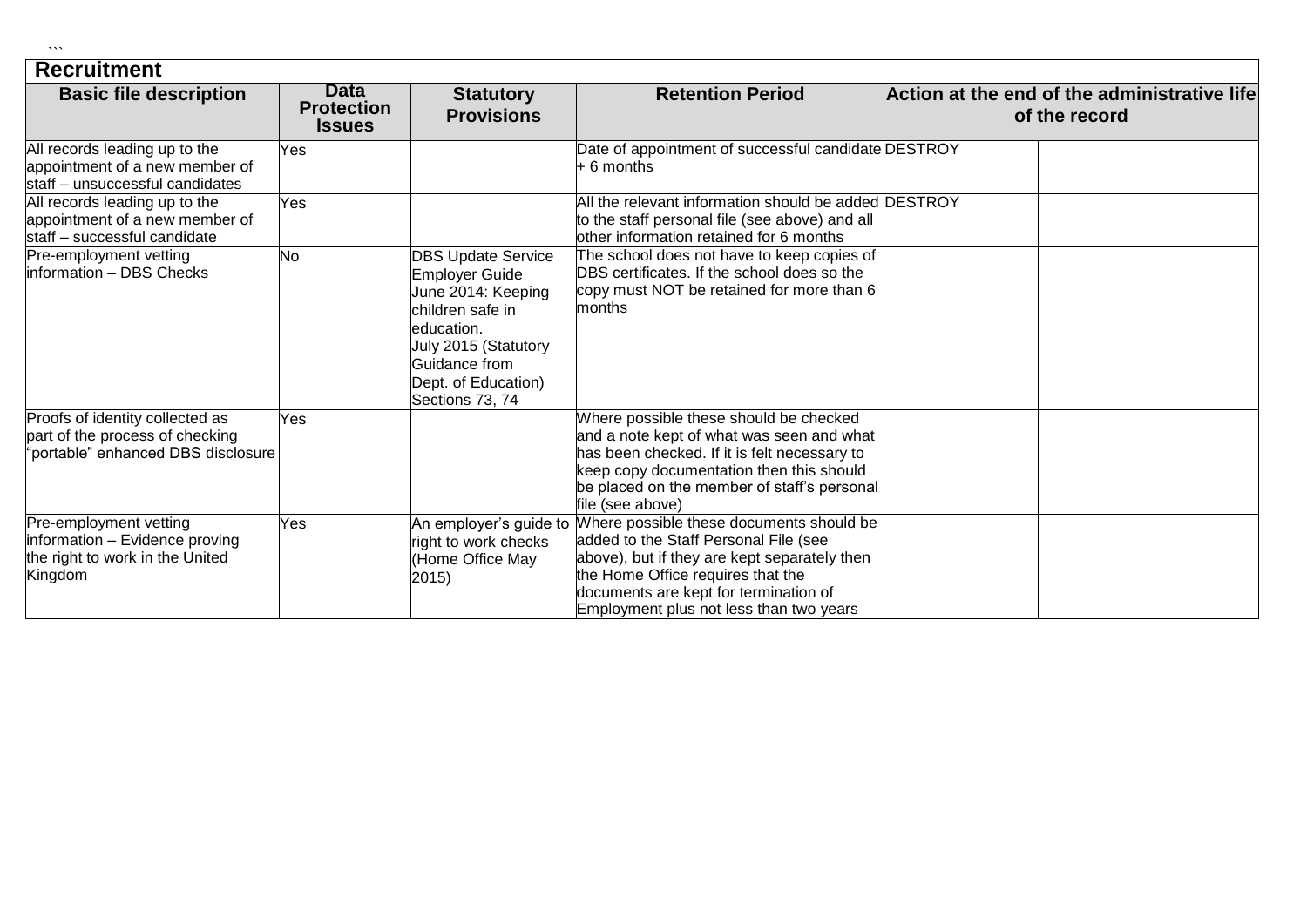| Recruitment | | | | | |
|---|---|---|---|---|---|
| **Basic file description** | **Data Protection Issues** | **Statutory Provisions** | **Retention Period** | **Action at the end of the administrative life of the record** | |
| All records leading up to the appointment of a new member of staff – unsuccessful candidates | Yes | | Date of appointment of successful candidate + 6 months | DESTROY | |
| All records leading up to the appointment of a new member of staff – successful candidate | Yes | | All the relevant information should be added to the staff personal file (see above) and all other information retained for 6 months | DESTROY | |
| Pre-employment vetting information – DBS Checks | No | DBS Update Service Employer Guide June 2014: Keeping children safe in education. July 2015 (Statutory Guidance from Dept. of Education) Sections 73, 74 | The school does not have to keep copies of DBS certificates. If the school does so the copy must NOT be retained for more than 6 months | | |
| Proofs of identity collected as part of the process of checking "portable" enhanced DBS disclosure | Yes | | Where possible these should be checked and a note kept of what was seen and what has been checked. If it is felt necessary to keep copy documentation then this should be placed on the member of staff's personal file (see above) | | |
| Pre-employment vetting information – Evidence proving the right to work in the United Kingdom | Yes | An employer's guide to right to work checks (Home Office May 2015) | Where possible these documents should be added to the Staff Personal File (see above), but if they are kept separately then the Home Office requires that the documents are kept for termination of Employment plus not less than two years | | |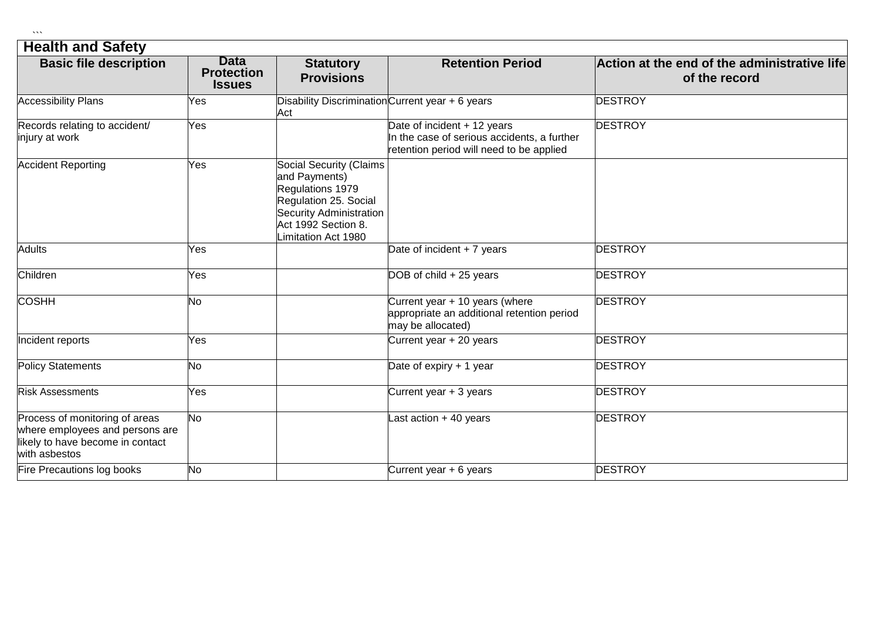```

| Health and Safety | | | | |
|---|---|---|---|---|
| **Basic file description** | **Data Protection Issues** | **Statutory Provisions** | **Retention Period** | **Action at the end of the administrative life of the record** |
| Accessibility Plans | Yes | Disability Discrimination Act | Current year + 6 years | DESTROY |
| Records relating to accident/ injury at work | Yes | | Date of incident + 12 years In the case of serious accidents, a further retention period will need to be applied | DESTROY |
| Accident Reporting | Yes | Social Security (Claims and Payments) Regulations 1979 Regulation 25. Social Security Administration Act 1992 Section 8. Limitation Act 1980 | | |
| Adults | Yes | | Date of incident + 7 years | DESTROY |
| Children | Yes | | DOB of child + 25 years | DESTROY |
| COSHH | No | | Current year + 10 years (where appropriate an additional retention period may be allocated) | DESTROY |
| Incident reports | Yes | | Current year + 20 years | DESTROY |
| Policy Statements | No | | Date of expiry + 1 year | DESTROY |
| Risk Assessments | Yes | | Current year + 3 years | DESTROY |
| Process of monitoring of areas where employees and persons are likely to have become in contact with asbestos | No | | Last action + 40 years | DESTROY |
| Fire Precautions log books | No | | Current year + 6 years | DESTROY |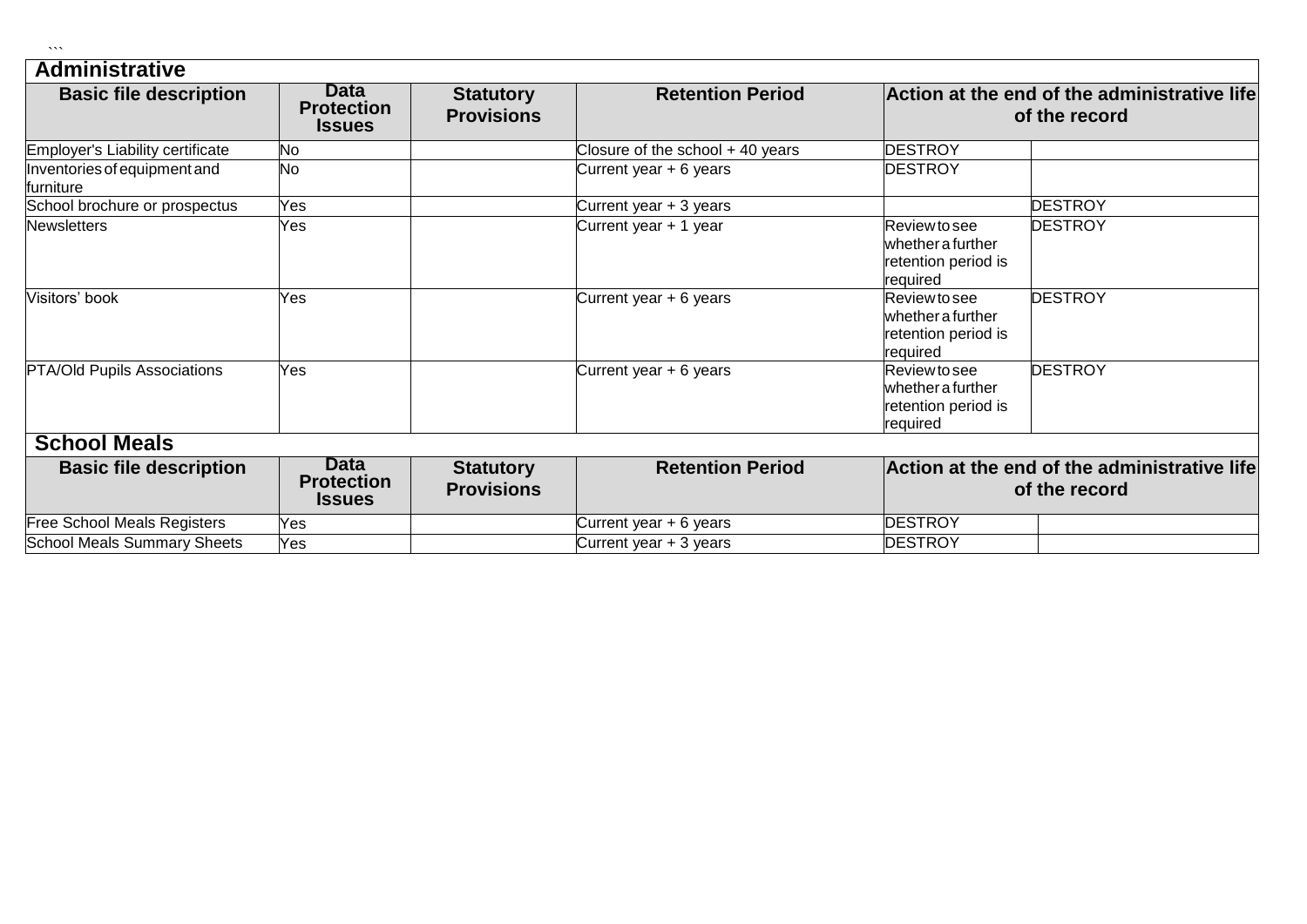```

## Administrative

| Basic file description | Data Protection Issues | Statutory Provisions | Retention Period | Action at the end of the administrative life of the record | |
|---|---|---|---|---|---|
| Employer's Liability certificate | No | | Closure of the school + 40 years | DESTROY | |
| Inventories of equipment and furniture | No | | Current year + 6 years | DESTROY | |
| School brochure or prospectus | Yes | | Current year + 3 years | | DESTROY |
| Newsletters | Yes | | Current year + 1 year | Review to see whether a further retention period is required | DESTROY |
| Visitors' book | Yes | | Current year + 6 years | Review to see whether a further retention period is required | DESTROY |
| PTA/Old Pupils Associations | Yes | | Current year + 6 years | Review to see whether a further retention period is required | DESTROY |

## School Meals

| Basic file description | Data Protection Issues | Statutory Provisions | Retention Period | Action at the end of the administrative life of the record | |
|---|---|---|---|---|---|
| Free School Meals Registers | Yes | | Current year + 6 years | DESTROY | |
| School Meals Summary Sheets | Yes | | Current year + 3 years | DESTROY | |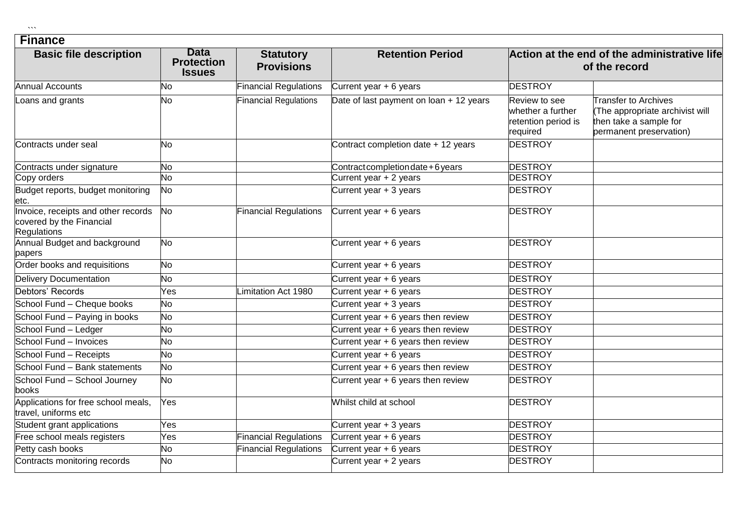```

```

| Finance | | | | | |
|---|---|---|---|---|---|
| **Basic file description** | **Data Protection Issues** | **Statutory Provisions** | **Retention Period** | **Action at the end of the administrative life of the record** | |
| Annual Accounts | No | Financial Regulations | Current year + 6 years | DESTROY | |
| Loans and grants | No | Financial Regulations | Date of last payment on loan + 12 years | Review to see whether a further retention period is required | Transfer to Archives (The appropriate archivist will then take a sample for permanent preservation) |
| Contracts under seal | No | | Contract completion date + 12 years | DESTROY | |
| Contracts under signature | No | | Contract completion date + 6 years | DESTROY | |
| Copy orders | No | | Current year + 2 years | DESTROY | |
| Budget reports, budget monitoring etc. | No | | Current year + 3 years | DESTROY | |
| Invoice, receipts and other records covered by the Financial Regulations | No | Financial Regulations | Current year + 6 years | DESTROY | |
| Annual Budget and background papers | No | | Current year + 6 years | DESTROY | |
| Order books and requisitions | No | | Current year + 6 years | DESTROY | |
| Delivery Documentation | No | | Current year + 6 years | DESTROY | |
| Debtors' Records | Yes | Limitation Act 1980 | Current year + 6 years | DESTROY | |
| School Fund – Cheque books | No | | Current year + 3 years | DESTROY | |
| School Fund – Paying in books | No | | Current year + 6 years then review | DESTROY | |
| School Fund – Ledger | No | | Current year + 6 years then review | DESTROY | |
| School Fund – Invoices | No | | Current year + 6 years then review | DESTROY | |
| School Fund – Receipts | No | | Current year + 6 years | DESTROY | |
| School Fund – Bank statements | No | | Current year + 6 years then review | DESTROY | |
| School Fund – School Journey books | No | | Current year + 6 years then review | DESTROY | |
| Applications for free school meals, travel, uniforms etc | Yes | | Whilst child at school | DESTROY | |
| Student grant applications | Yes | | Current year + 3 years | DESTROY | |
| Free school meals registers | Yes | Financial Regulations | Current year + 6 years | DESTROY | |
| Petty cash books | No | Financial Regulations | Current year + 6 years | DESTROY | |
| Contracts monitoring records | No | | Current year + 2 years | DESTROY | |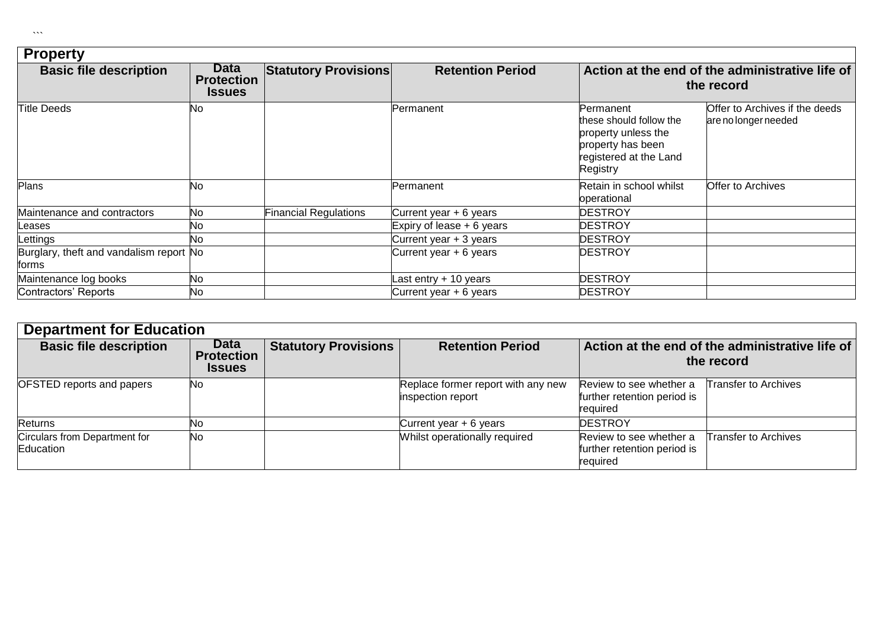```

| Property | | | | | |
|---|---|---|---|---|---|
| **Basic file description** | **Data Protection Issues** | **Statutory Provisions** | **Retention Period** | **Action at the end of the administrative life of the record** | |
| Title Deeds | No | | Permanent | Permanent these should follow the property unless the property has been registered at the Land Registry | Offer to Archives if the deeds are no longer needed |
| Plans | No | | Permanent | Retain in school whilst operational | Offer to Archives |
| Maintenance and contractors | No | Financial Regulations | Current year + 6 years | DESTROY | |
| Leases | No | | Expiry of lease + 6 years | DESTROY | |
| Lettings | No | | Current year + 3 years | DESTROY | |
| Burglary, theft and vandalism report forms | No | | Current year + 6 years | DESTROY | |
| Maintenance log books | No | | Last entry + 10 years | DESTROY | |
| Contractors' Reports | No | | Current year + 6 years | DESTROY | |

| Department for Education | | | | | |
|---|---|---|---|---|---|
| **Basic file description** | **Data Protection Issues** | **Statutory Provisions** | **Retention Period** | **Action at the end of the administrative life of the record** | |
| OFSTED reports and papers | No | | Replace former report with any new inspection report | Review to see whether a further retention period is required | Transfer to Archives |
| Returns | No | | Current year + 6 years | DESTROY | |
| Circulars from Department for Education | No | | Whilst operationally required | Review to see whether a further retention period is required | Transfer to Archives |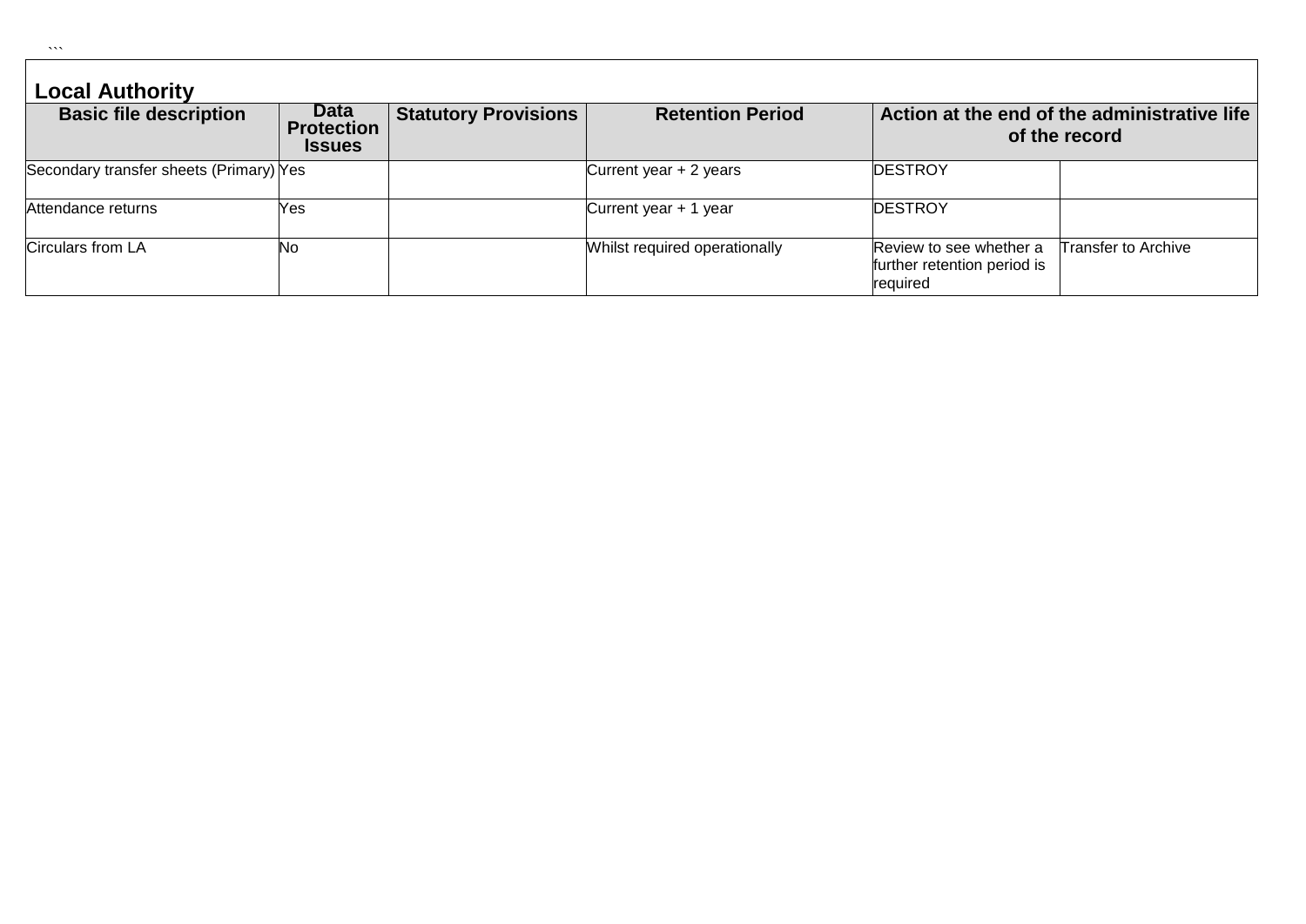```

## Local Authority

| Basic file description | Data Protection Issues | Statutory Provisions | Retention Period | Action at the end of the administrative life of the record | |
|---|---|---|---|---|---|
| Secondary transfer sheets (Primary) | Yes | | Current year + 2 years | DESTROY | |
| Attendance returns | Yes | | Current year + 1 year | DESTROY | |
| Circulars from LA | No | | Whilst required operationally | Review to see whether a further retention period is required | Transfer to Archive |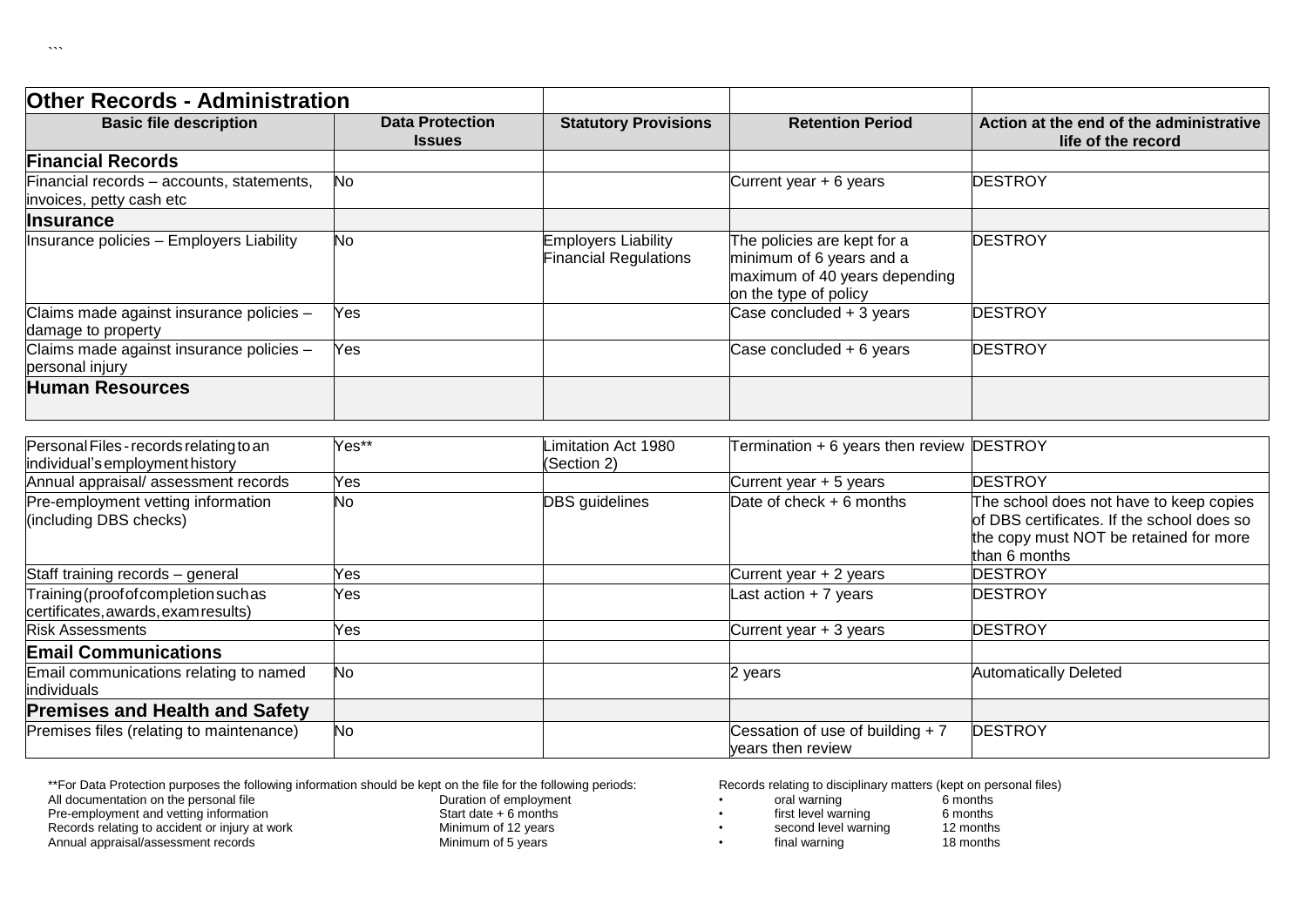```

| Other Records - Administration | | | | |
|---|---|---|---|---|
| **Basic file description** | **Data Protection Issues** | **Statutory Provisions** | **Retention Period** | **Action at the end of the administrative life of the record** |
| **Financial Records** | | | | |
| Financial records – accounts, statements, invoices, petty cash etc | No | | Current year + 6 years | DESTROY |
| **Insurance** | | | | |
| Insurance policies – Employers Liability | No | Employers Liability Financial Regulations | The policies are kept for a minimum of 6 years and a maximum of 40 years depending on the type of policy | DESTROY |
| Claims made against insurance policies – damage to property | Yes | | Case concluded + 3 years | DESTROY |
| Claims made against insurance policies – personal injury | Yes | | Case concluded + 6 years | DESTROY |
| **Human Resources** | | | | |
| Personal Files - records relating to an individual's employment history | Yes** | Limitation Act 1980 (Section 2) | Termination + 6 years then review | DESTROY |
| Annual appraisal/ assessment records | Yes | | Current year + 5 years | DESTROY |
| Pre-employment vetting information (including DBS checks) | No | DBS guidelines | Date of check + 6 months | The school does not have to keep copies of DBS certificates. If the school does so the copy must NOT be retained for more than 6 months |
| Staff training records – general | Yes | | Current year + 2 years | DESTROY |
| Training (proof of completion such as certificates, awards, exam results) | Yes | | Last action + 7 years | DESTROY |
| Risk Assessments | Yes | | Current year + 3 years | DESTROY |
| **Email Communications** | | | | |
| Email communications relating to named individuals | No | | 2 years | Automatically Deleted |
| **Premises and Health and Safety** | | | | |
| Premises files (relating to maintenance) | No | | Cessation of use of building + 7 years then review | DESTROY |

**For Data Protection purposes the following information should be kept on the file for the following periods:

| | |
|---|---|
| All documentation on the personal file | Duration of employment |
| Pre-employment and vetting information | Start date + 6 months |
| Records relating to accident or injury at work | Minimum of 12 years |
| Annual appraisal/assessment records | Minimum of 5 years |

Records relating to disciplinary matters (kept on personal files)

- oral warning — 6 months
- first level warning — 6 months
- second level warning — 12 months
- final warning — 18 months